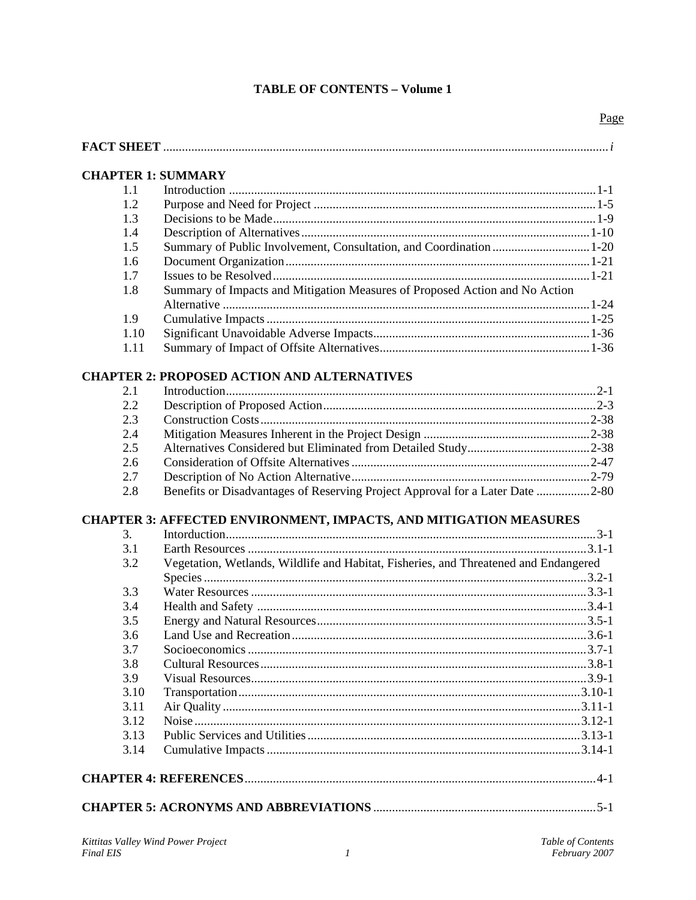# TABLE OF CONTENTS – Volume 1

| | | Page |
|---|---|---|
| **FACT SHEET** | | *i* |
| **CHAPTER 1: SUMMARY** | | |
| 1.1 | Introduction | 1-1 |
| 1.2 | Purpose and Need for Project | 1-5 |
| 1.3 | Decisions to be Made | 1-9 |
| 1.4 | Description of Alternatives | 1-10 |
| 1.5 | Summary of Public Involvement, Consultation, and Coordination | 1-20 |
| 1.6 | Document Organization | 1-21 |
| 1.7 | Issues to be Resolved | 1-21 |
| 1.8 | Summary of Impacts and Mitigation Measures of Proposed Action and No Action Alternative | 1-24 |
| 1.9 | Cumulative Impacts | 1-25 |
| 1.10 | Significant Unavoidable Adverse Impacts | 1-36 |
| 1.11 | Summary of Impact of Offsite Alternatives | 1-36 |
| **CHAPTER 2: PROPOSED ACTION AND ALTERNATIVES** | | |
| 2.1 | Introduction | 2-1 |
| 2.2 | Description of Proposed Action | 2-3 |
| 2.3 | Construction Costs | 2-38 |
| 2.4 | Mitigation Measures Inherent in the Project Design | 2-38 |
| 2.5 | Alternatives Considered but Eliminated from Detailed Study | 2-38 |
| 2.6 | Consideration of Offsite Alternatives | 2-47 |
| 2.7 | Description of No Action Alternative | 2-79 |
| 2.8 | Benefits or Disadvantages of Reserving Project Approval for a Later Date | 2-80 |
| **CHAPTER 3: AFFECTED ENVIRONMENT, IMPACTS, AND MITIGATION MEASURES** | | |
| 3. | Intorduction | 3-1 |
| 3.1 | Earth Resources | 3.1-1 |
| 3.2 | Vegetation, Wetlands, Wildlife and Habitat, Fisheries, and Threatened and Endangered Species | 3.2-1 |
| 3.3 | Water Resources | 3.3-1 |
| 3.4 | Health and Safety | 3.4-1 |
| 3.5 | Energy and Natural Resources | 3.5-1 |
| 3.6 | Land Use and Recreation | 3.6-1 |
| 3.7 | Socioeconomics | 3.7-1 |
| 3.8 | Cultural Resources | 3.8-1 |
| 3.9 | Visual Resources | 3.9-1 |
| 3.10 | Transportation | 3.10-1 |
| 3.11 | Air Quality | 3.11-1 |
| 3.12 | Noise | 3.12-1 |
| 3.13 | Public Services and Utilities | 3.13-1 |
| 3.14 | Cumulative Impacts | 3.14-1 |
| **CHAPTER 4: REFERENCES** | | 4-1 |
| **CHAPTER 5: ACRONYMS AND ABBREVIATIONS** | | 5-1 |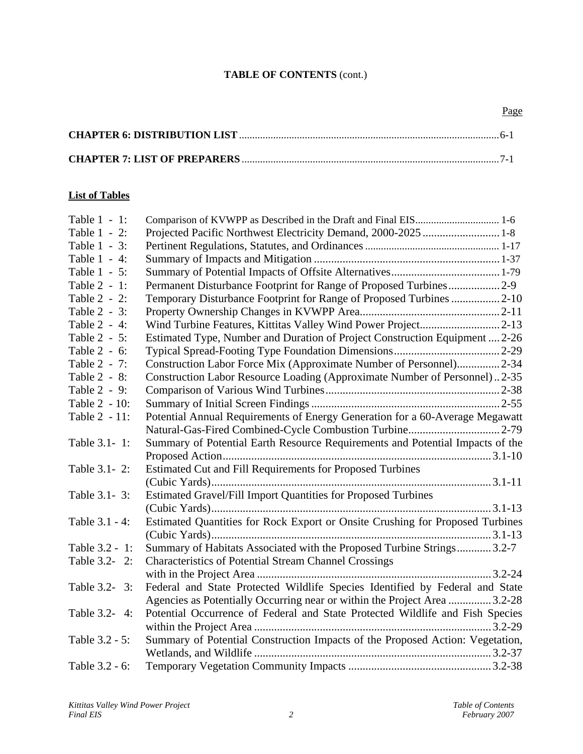**TABLE OF CONTENTS** (cont.)

| | Page |
|---|---|
| **CHAPTER 6: DISTRIBUTION LIST** | 6-1 |
| **CHAPTER 7: LIST OF PREPARERS** | 7-1 |

**List of Tables**

| Table | Title | Page |
|---|---|---|
| Table 1 - 1: | Comparison of KVWPP as Described in the Draft and Final EIS | 1-6 |
| Table 1 - 2: | Projected Pacific Northwest Electricity Demand, 2000-2025 | 1-8 |
| Table 1 - 3: | Pertinent Regulations, Statutes, and Ordinances | 1-17 |
| Table 1 - 4: | Summary of Impacts and Mitigation | 1-37 |
| Table 1 - 5: | Summary of Potential Impacts of Offsite Alternatives | 1-79 |
| Table 2 - 1: | Permanent Disturbance Footprint for Range of Proposed Turbines | 2-9 |
| Table 2 - 2: | Temporary Disturbance Footprint for Range of Proposed Turbines | 2-10 |
| Table 2 - 3: | Property Ownership Changes in KVWPP Area | 2-11 |
| Table 2 - 4: | Wind Turbine Features, Kittitas Valley Wind Power Project | 2-13 |
| Table 2 - 5: | Estimated Type, Number and Duration of Project Construction Equipment | 2-26 |
| Table 2 - 6: | Typical Spread-Footing Type Foundation Dimensions | 2-29 |
| Table 2 - 7: | Construction Labor Force Mix (Approximate Number of Personnel) | 2-34 |
| Table 2 - 8: | Construction Labor Resource Loading (Approximate Number of Personnel) | 2-35 |
| Table 2 - 9: | Comparison of Various Wind Turbines | 2-38 |
| Table 2 - 10: | Summary of Initial Screen Findings | 2-55 |
| Table 2 - 11: | Potential Annual Requirements of Energy Generation for a 60-Average Megawatt Natural-Gas-Fired Combined-Cycle Combustion Turbine | 2-79 |
| Table 3.1- 1: | Summary of Potential Earth Resource Requirements and Potential Impacts of the Proposed Action | 3.1-10 |
| Table 3.1- 2: | Estimated Cut and Fill Requirements for Proposed Turbines (Cubic Yards) | 3.1-11 |
| Table 3.1- 3: | Estimated Gravel/Fill Import Quantities for Proposed Turbines (Cubic Yards) | 3.1-13 |
| Table 3.1 - 4: | Estimated Quantities for Rock Export or Onsite Crushing for Proposed Turbines (Cubic Yards) | 3.1-13 |
| Table 3.2 - 1: | Summary of Habitats Associated with the Proposed Turbine Strings | 3.2-7 |
| Table 3.2- 2: | Characteristics of Potential Stream Channel Crossings with in the Project Area | 3.2-24 |
| Table 3.2- 3: | Federal and State Protected Wildlife Species Identified by Federal and State Agencies as Potentially Occurring near or within the Project Area | 3.2-28 |
| Table 3.2- 4: | Potential Occurrence of Federal and State Protected Wildlife and Fish Species within the Project Area | 3.2-29 |
| Table 3.2 - 5: | Summary of Potential Construction Impacts of the Proposed Action: Vegetation, Wetlands, and Wildlife | 3.2-37 |
| Table 3.2 - 6: | Temporary Vegetation Community Impacts | 3.2-38 |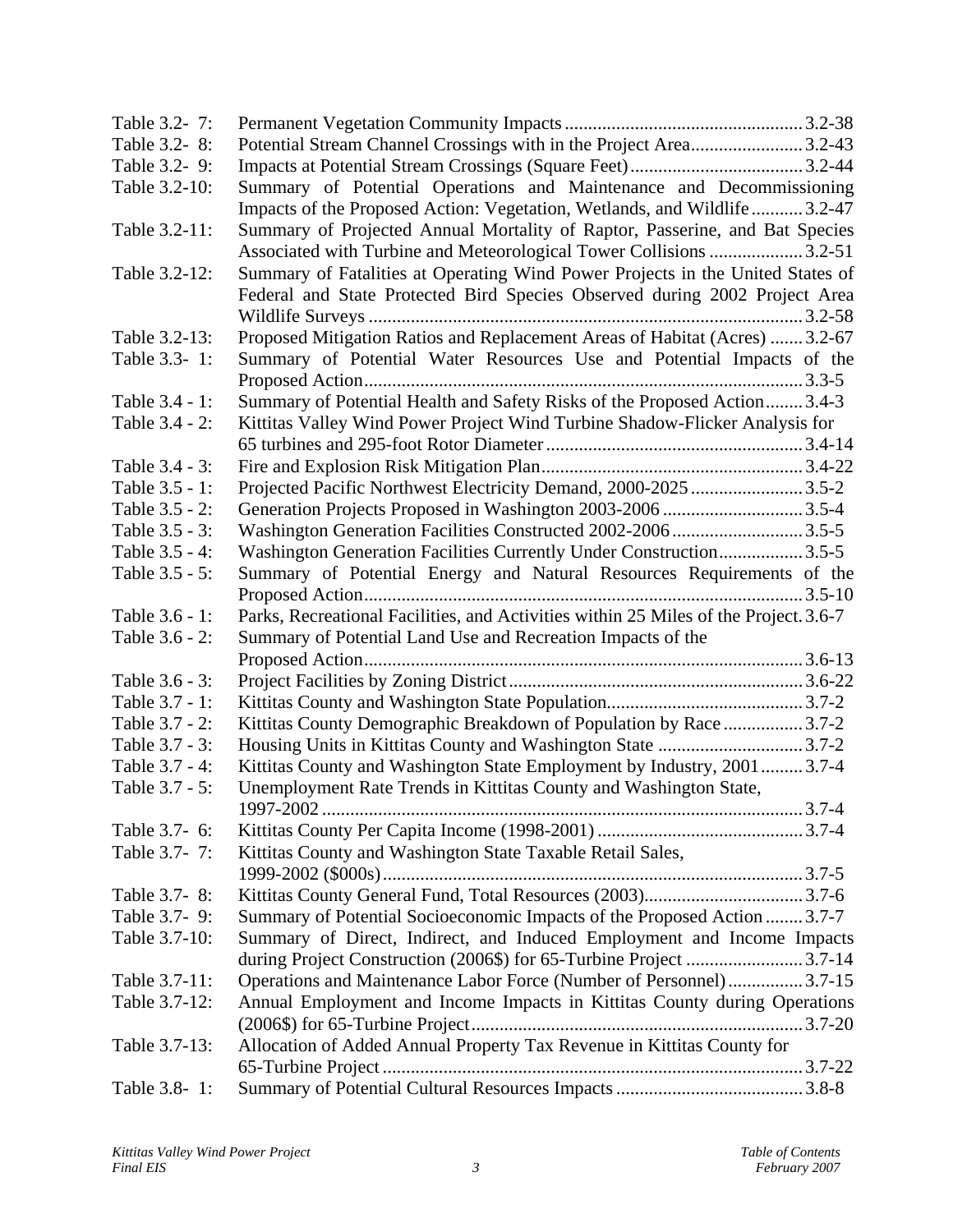| | | |
|---|---|---|
| Table 3.2- 7: | Permanent Vegetation Community Impacts | 3.2-38 |
| Table 3.2- 8: | Potential Stream Channel Crossings with in the Project Area | 3.2-43 |
| Table 3.2- 9: | Impacts at Potential Stream Crossings (Square Feet) | 3.2-44 |
| Table 3.2-10: | Summary of Potential Operations and Maintenance and Decommissioning Impacts of the Proposed Action: Vegetation, Wetlands, and Wildlife | 3.2-47 |
| Table 3.2-11: | Summary of Projected Annual Mortality of Raptor, Passerine, and Bat Species Associated with Turbine and Meteorological Tower Collisions | 3.2-51 |
| Table 3.2-12: | Summary of Fatalities at Operating Wind Power Projects in the United States of Federal and State Protected Bird Species Observed during 2002 Project Area Wildlife Surveys | 3.2-58 |
| Table 3.2-13: | Proposed Mitigation Ratios and Replacement Areas of Habitat (Acres) | 3.2-67 |
| Table 3.3- 1: | Summary of Potential Water Resources Use and Potential Impacts of the Proposed Action | 3.3-5 |
| Table 3.4 - 1: | Summary of Potential Health and Safety Risks of the Proposed Action | 3.4-3 |
| Table 3.4 - 2: | Kittitas Valley Wind Power Project Wind Turbine Shadow-Flicker Analysis for 65 turbines and 295-foot Rotor Diameter | 3.4-14 |
| Table 3.4 - 3: | Fire and Explosion Risk Mitigation Plan | 3.4-22 |
| Table 3.5 - 1: | Projected Pacific Northwest Electricity Demand, 2000-2025 | 3.5-2 |
| Table 3.5 - 2: | Generation Projects Proposed in Washington 2003-2006 | 3.5-4 |
| Table 3.5 - 3: | Washington Generation Facilities Constructed 2002-2006 | 3.5-5 |
| Table 3.5 - 4: | Washington Generation Facilities Currently Under Construction | 3.5-5 |
| Table 3.5 - 5: | Summary of Potential Energy and Natural Resources Requirements of the Proposed Action | 3.5-10 |
| Table 3.6 - 1: | Parks, Recreational Facilities, and Activities within 25 Miles of the Project | 3.6-7 |
| Table 3.6 - 2: | Summary of Potential Land Use and Recreation Impacts of the Proposed Action | 3.6-13 |
| Table 3.6 - 3: | Project Facilities by Zoning District | 3.6-22 |
| Table 3.7 - 1: | Kittitas County and Washington State Population | 3.7-2 |
| Table 3.7 - 2: | Kittitas County Demographic Breakdown of Population by Race | 3.7-2 |
| Table 3.7 - 3: | Housing Units in Kittitas County and Washington State | 3.7-2 |
| Table 3.7 - 4: | Kittitas County and Washington State Employment by Industry, 2001 | 3.7-4 |
| Table 3.7 - 5: | Unemployment Rate Trends in Kittitas County and Washington State, 1997-2002 | 3.7-4 |
| Table 3.7- 6: | Kittitas County Per Capita Income (1998-2001) | 3.7-4 |
| Table 3.7- 7: | Kittitas County and Washington State Taxable Retail Sales, 1999-2002 ($000s) | 3.7-5 |
| Table 3.7- 8: | Kittitas County General Fund, Total Resources (2003) | 3.7-6 |
| Table 3.7- 9: | Summary of Potential Socioeconomic Impacts of the Proposed Action | 3.7-7 |
| Table 3.7-10: | Summary of Direct, Indirect, and Induced Employment and Income Impacts during Project Construction (2006$) for 65-Turbine Project | 3.7-14 |
| Table 3.7-11: | Operations and Maintenance Labor Force (Number of Personnel) | 3.7-15 |
| Table 3.7-12: | Annual Employment and Income Impacts in Kittitas County during Operations (2006$) for 65-Turbine Project | 3.7-20 |
| Table 3.7-13: | Allocation of Added Annual Property Tax Revenue in Kittitas County for 65-Turbine Project | 3.7-22 |
| Table 3.8- 1: | Summary of Potential Cultural Resources Impacts | 3.8-8 |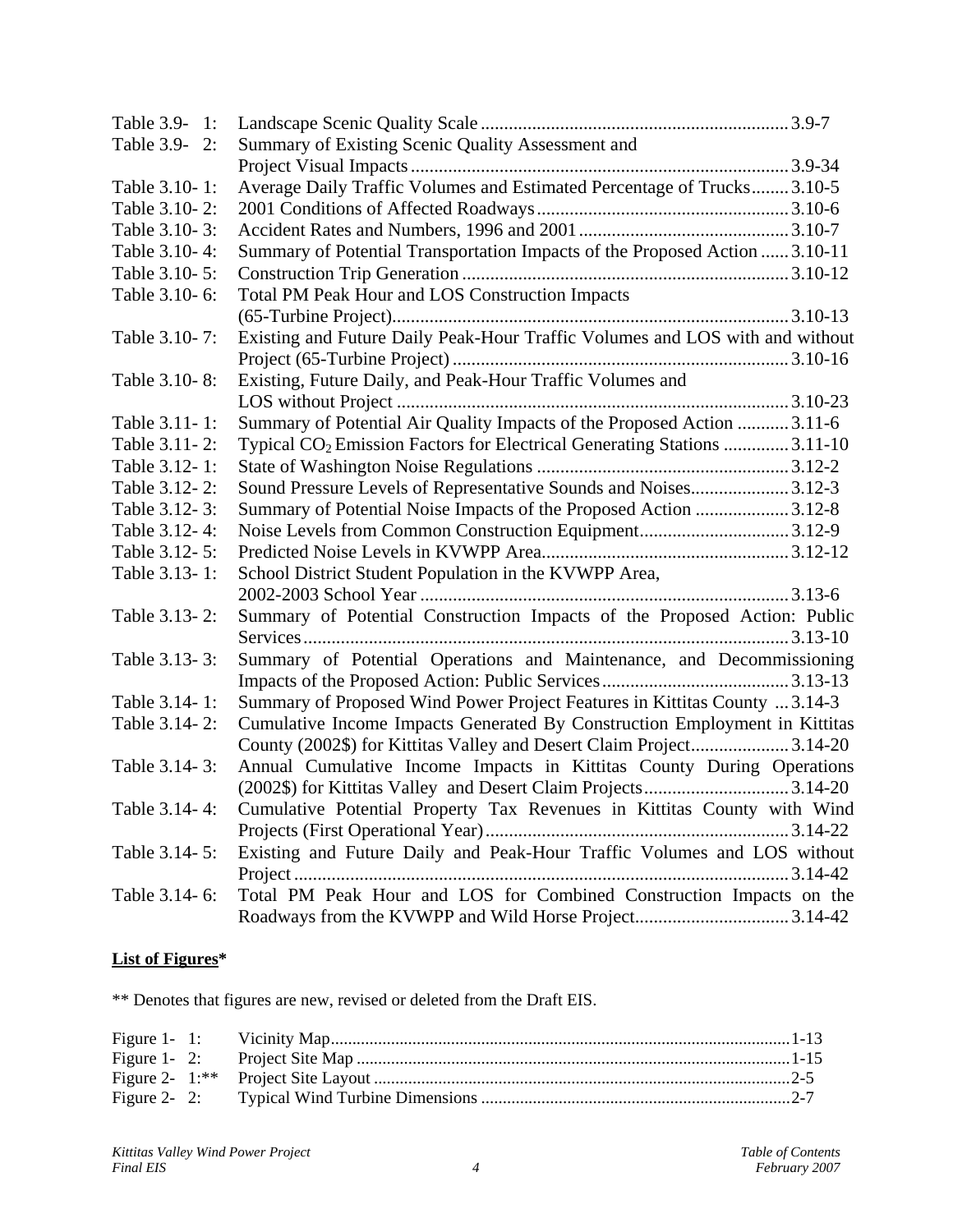| | | |
|---|---|---|
| Table 3.9- 1: | Landscape Scenic Quality Scale | 3.9-7 |
| Table 3.9- 2: | Summary of Existing Scenic Quality Assessment and Project Visual Impacts | 3.9-34 |
| Table 3.10- 1: | Average Daily Traffic Volumes and Estimated Percentage of Trucks | 3.10-5 |
| Table 3.10- 2: | 2001 Conditions of Affected Roadways | 3.10-6 |
| Table 3.10- 3: | Accident Rates and Numbers, 1996 and 2001 | 3.10-7 |
| Table 3.10- 4: | Summary of Potential Transportation Impacts of the Proposed Action | 3.10-11 |
| Table 3.10- 5: | Construction Trip Generation | 3.10-12 |
| Table 3.10- 6: | Total PM Peak Hour and LOS Construction Impacts (65-Turbine Project) | 3.10-13 |
| Table 3.10- 7: | Existing and Future Daily Peak-Hour Traffic Volumes and LOS with and without Project (65-Turbine Project) | 3.10-16 |
| Table 3.10- 8: | Existing, Future Daily, and Peak-Hour Traffic Volumes and LOS without Project | 3.10-23 |
| Table 3.11- 1: | Summary of Potential Air Quality Impacts of the Proposed Action | 3.11-6 |
| Table 3.11- 2: | Typical $CO_2$ Emission Factors for Electrical Generating Stations | 3.11-10 |
| Table 3.12- 1: | State of Washington Noise Regulations | 3.12-2 |
| Table 3.12- 2: | Sound Pressure Levels of Representative Sounds and Noises | 3.12-3 |
| Table 3.12- 3: | Summary of Potential Noise Impacts of the Proposed Action | 3.12-8 |
| Table 3.12- 4: | Noise Levels from Common Construction Equipment | 3.12-9 |
| Table 3.12- 5: | Predicted Noise Levels in KVWPP Area | 3.12-12 |
| Table 3.13- 1: | School District Student Population in the KVWPP Area, 2002-2003 School Year | 3.13-6 |
| Table 3.13- 2: | Summary of Potential Construction Impacts of the Proposed Action: Public Services | 3.13-10 |
| Table 3.13- 3: | Summary of Potential Operations and Maintenance, and Decommissioning Impacts of the Proposed Action: Public Services | 3.13-13 |
| Table 3.14- 1: | Summary of Proposed Wind Power Project Features in Kittitas County | 3.14-3 |
| Table 3.14- 2: | Cumulative Income Impacts Generated By Construction Employment in Kittitas County (2002$) for Kittitas Valley and Desert Claim Project | 3.14-20 |
| Table 3.14- 3: | Annual Cumulative Income Impacts in Kittitas County During Operations (2002$) for Kittitas Valley and Desert Claim Projects | 3.14-20 |
| Table 3.14- 4: | Cumulative Potential Property Tax Revenues in Kittitas County with Wind Projects (First Operational Year) | 3.14-22 |
| Table 3.14- 5: | Existing and Future Daily and Peak-Hour Traffic Volumes and LOS without Project | 3.14-42 |
| Table 3.14- 6: | Total PM Peak Hour and LOS for Combined Construction Impacts on the Roadways from the KVWPP and Wild Horse Project | 3.14-42 |

**List of Figures***

** Denotes that figures are new, revised or deleted from the Draft EIS.

| | | |
|---|---|---|
| Figure 1- 1: | Vicinity Map | 1-13 |
| Figure 1- 2: | Project Site Map | 1-15 |
| Figure 2- 1:** | Project Site Layout | 2-5 |
| Figure 2- 2: | Typical Wind Turbine Dimensions | 2-7 |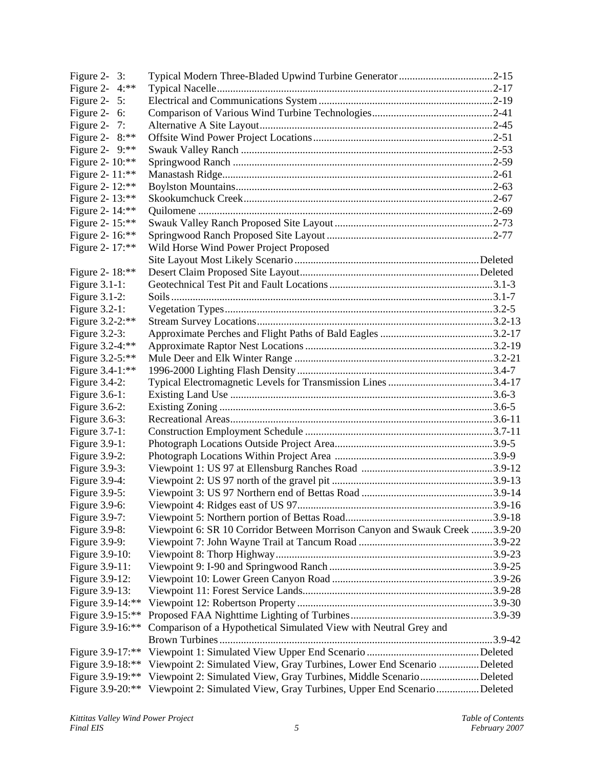| | | |
|---|---|---|
| Figure 2- 3: | Typical Modern Three-Bladed Upwind Turbine Generator | 2-15 |
| Figure 2- 4:** | Typical Nacelle | 2-17 |
| Figure 2- 5: | Electrical and Communications System | 2-19 |
| Figure 2- 6: | Comparison of Various Wind Turbine Technologies | 2-41 |
| Figure 2- 7: | Alternative A Site Layout | 2-45 |
| Figure 2- 8:** | Offsite Wind Power Project Locations | 2-51 |
| Figure 2- 9:** | Swauk Valley Ranch | 2-53 |
| Figure 2- 10:** | Springwood Ranch | 2-59 |
| Figure 2- 11:** | Manastash Ridge | 2-61 |
| Figure 2- 12:** | Boylston Mountains | 2-63 |
| Figure 2- 13:** | Skookumchuck Creek | 2-67 |
| Figure 2- 14:** | Quilomene | 2-69 |
| Figure 2- 15:** | Swauk Valley Ranch Proposed Site Layout | 2-73 |
| Figure 2- 16:** | Springwood Ranch Proposed Site Layout | 2-77 |
| Figure 2- 17:** | Wild Horse Wind Power Project Proposed Site Layout Most Likely Scenario | Deleted |
| Figure 2- 18:** | Desert Claim Proposed Site Layout | Deleted |
| Figure 3.1-1: | Geotechnical Test Pit and Fault Locations | 3.1-3 |
| Figure 3.1-2: | Soils | 3.1-7 |
| Figure 3.2-1: | Vegetation Types | 3.2-5 |
| Figure 3.2-2:** | Stream Survey Locations | 3.2-13 |
| Figure 3.2-3: | Approximate Perches and Flight Paths of Bald Eagles | 3.2-17 |
| Figure 3.2-4:** | Approximate Raptor Nest Locations | 3.2-19 |
| Figure 3.2-5:** | Mule Deer and Elk Winter Range | 3.2-21 |
| Figure 3.4-1:** | 1996-2000 Lighting Flash Density | 3.4-7 |
| Figure 3.4-2: | Typical Electromagnetic Levels for Transmission Lines | 3.4-17 |
| Figure 3.6-1: | Existing Land Use | 3.6-3 |
| Figure 3.6-2: | Existing Zoning | 3.6-5 |
| Figure 3.6-3: | Recreational Areas | 3.6-11 |
| Figure 3.7-1: | Construction Employment Schedule | 3.7-11 |
| Figure 3.9-1: | Photograph Locations Outside Project Area | 3.9-5 |
| Figure 3.9-2: | Photograph Locations Within Project Area | 3.9-9 |
| Figure 3.9-3: | Viewpoint 1: US 97 at Ellensburg Ranches Road | 3.9-12 |
| Figure 3.9-4: | Viewpoint 2: US 97 north of the gravel pit | 3.9-13 |
| Figure 3.9-5: | Viewpoint 3: US 97 Northern end of Bettas Road | 3.9-14 |
| Figure 3.9-6: | Viewpoint 4: Ridges east of US 97 | 3.9-16 |
| Figure 3.9-7: | Viewpoint 5: Northern portion of Bettas Road | 3.9-18 |
| Figure 3.9-8: | Viewpoint 6: SR 10 Corridor Between Morrison Canyon and Swauk Creek | 3.9-20 |
| Figure 3.9-9: | Viewpoint 7: John Wayne Trail at Tancum Road | 3.9-22 |
| Figure 3.9-10: | Viewpoint 8: Thorp Highway | 3.9-23 |
| Figure 3.9-11: | Viewpoint 9: I-90 and Springwood Ranch | 3.9-25 |
| Figure 3.9-12: | Viewpoint 10: Lower Green Canyon Road | 3.9-26 |
| Figure 3.9-13: | Viewpoint 11: Forest Service Lands | 3.9-28 |
| Figure 3.9-14:** | Viewpoint 12: Robertson Property | 3.9-30 |
| Figure 3.9-15:** | Proposed FAA Nighttime Lighting of Turbines | 3.9-39 |
| Figure 3.9-16:** | Comparison of a Hypothetical Simulated View with Neutral Grey and Brown Turbines | 3.9-42 |
| Figure 3.9-17:** | Viewpoint 1: Simulated View Upper End Scenario | Deleted |
| Figure 3.9-18:** | Viewpoint 2: Simulated View, Gray Turbines, Lower End Scenario | Deleted |
| Figure 3.9-19:** | Viewpoint 2: Simulated View, Gray Turbines, Middle Scenario | Deleted |
| Figure 3.9-20:** | Viewpoint 2: Simulated View, Gray Turbines, Upper End Scenario | Deleted |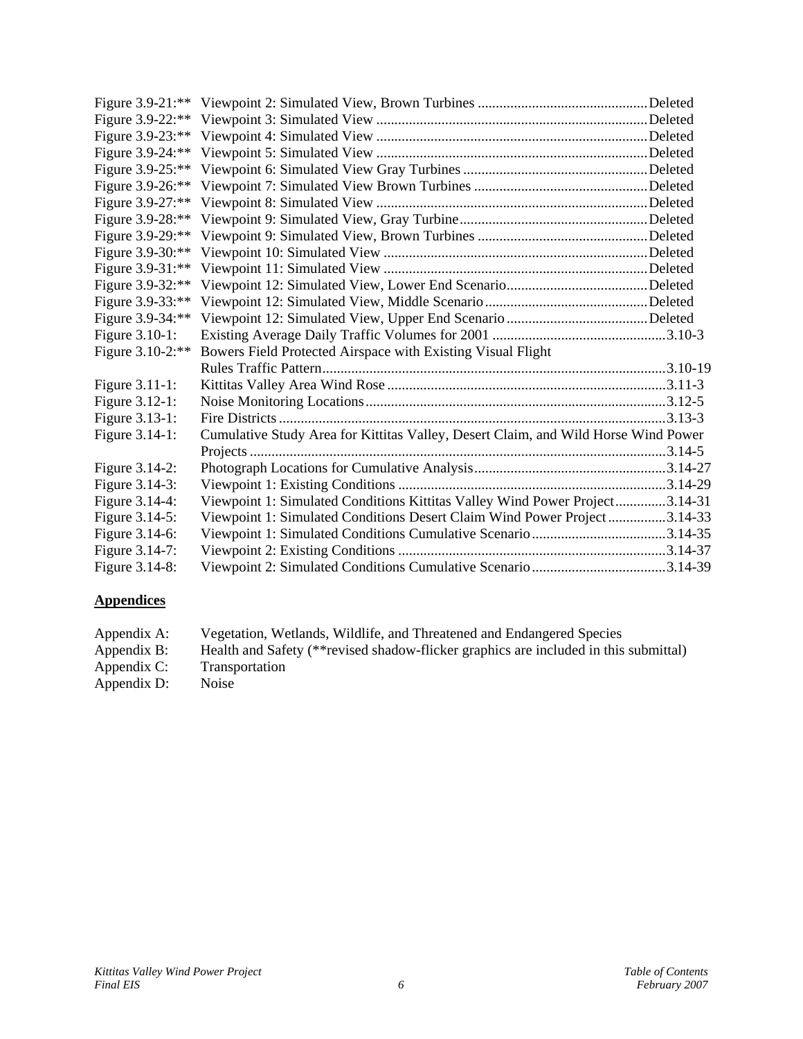| | | |
|---|---|---|
| Figure 3.9-21:** | Viewpoint 2: Simulated View, Brown Turbines | Deleted |
| Figure 3.9-22:** | Viewpoint 3: Simulated View | Deleted |
| Figure 3.9-23:** | Viewpoint 4: Simulated View | Deleted |
| Figure 3.9-24:** | Viewpoint 5: Simulated View | Deleted |
| Figure 3.9-25:** | Viewpoint 6: Simulated View Gray Turbines | Deleted |
| Figure 3.9-26:** | Viewpoint 7: Simulated View Brown Turbines | Deleted |
| Figure 3.9-27:** | Viewpoint 8: Simulated View | Deleted |
| Figure 3.9-28:** | Viewpoint 9: Simulated View, Gray Turbine | Deleted |
| Figure 3.9-29:** | Viewpoint 9: Simulated View, Brown Turbines | Deleted |
| Figure 3.9-30:** | Viewpoint 10: Simulated View | Deleted |
| Figure 3.9-31:** | Viewpoint 11: Simulated View | Deleted |
| Figure 3.9-32:** | Viewpoint 12: Simulated View, Lower End Scenario | Deleted |
| Figure 3.9-33:** | Viewpoint 12: Simulated View, Middle Scenario | Deleted |
| Figure 3.9-34:** | Viewpoint 12: Simulated View, Upper End Scenario | Deleted |
| Figure 3.10-1: | Existing Average Daily Traffic Volumes for 2001 | 3.10-3 |
| Figure 3.10-2:** | Bowers Field Protected Airspace with Existing Visual Flight Rules Traffic Pattern | 3.10-19 |
| Figure 3.11-1: | Kittitas Valley Area Wind Rose | 3.11-3 |
| Figure 3.12-1: | Noise Monitoring Locations | 3.12-5 |
| Figure 3.13-1: | Fire Districts | 3.13-3 |
| Figure 3.14-1: | Cumulative Study Area for Kittitas Valley, Desert Claim, and Wild Horse Wind Power Projects | 3.14-5 |
| Figure 3.14-2: | Photograph Locations for Cumulative Analysis | 3.14-27 |
| Figure 3.14-3: | Viewpoint 1: Existing Conditions | 3.14-29 |
| Figure 3.14-4: | Viewpoint 1: Simulated Conditions Kittitas Valley Wind Power Project | 3.14-31 |
| Figure 3.14-5: | Viewpoint 1: Simulated Conditions Desert Claim Wind Power Project | 3.14-33 |
| Figure 3.14-6: | Viewpoint 1: Simulated Conditions Cumulative Scenario | 3.14-35 |
| Figure 3.14-7: | Viewpoint 2: Existing Conditions | 3.14-37 |
| Figure 3.14-8: | Viewpoint 2: Simulated Conditions Cumulative Scenario | 3.14-39 |

**Appendices**

| | |
|---|---|
| Appendix A: | Vegetation, Wetlands, Wildlife, and Threatened and Endangered Species |
| Appendix B: | Health and Safety (**revised shadow-flicker graphics are included in this submittal) |
| Appendix C: | Transportation |
| Appendix D: | Noise |